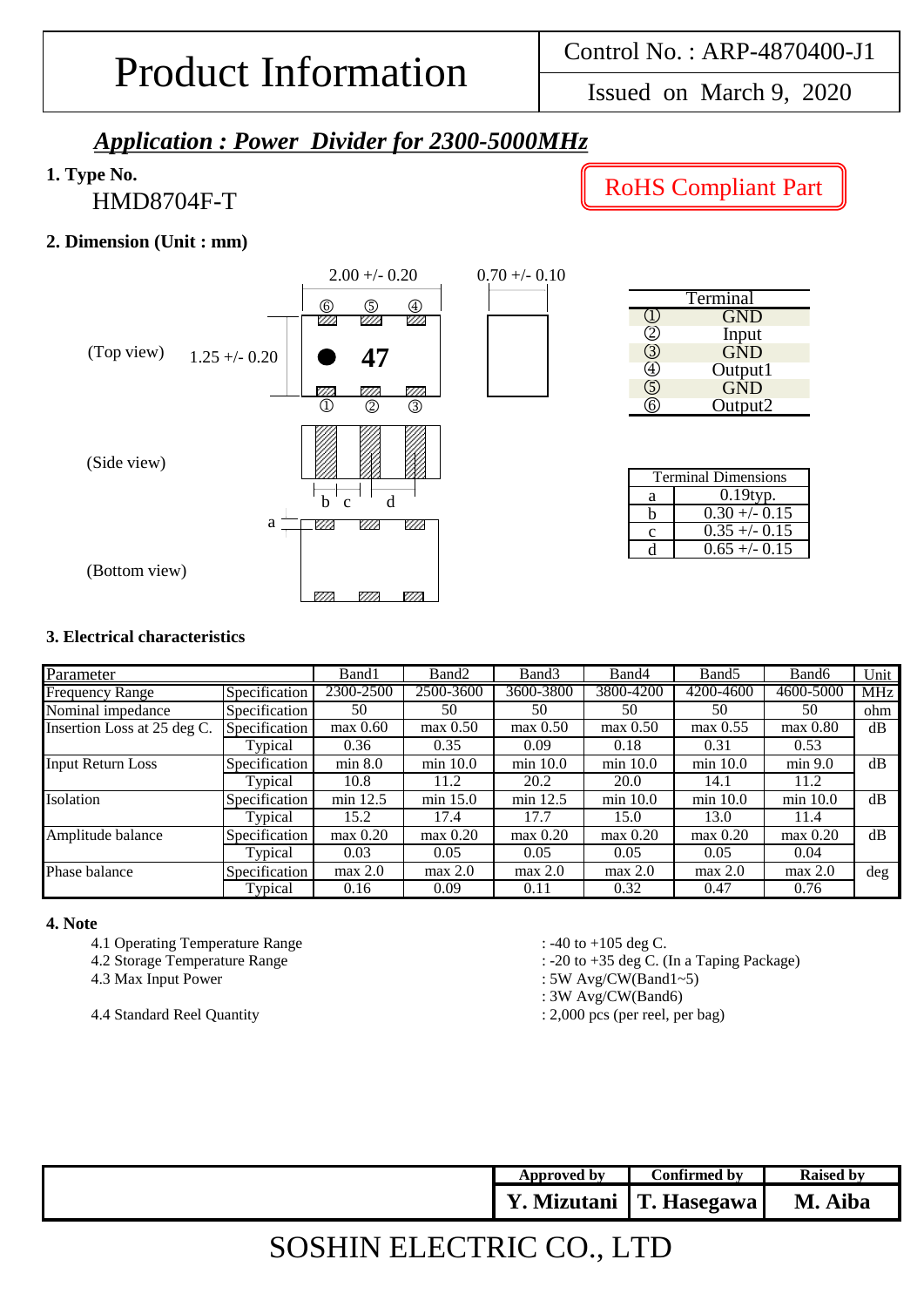# Product Information

| Control No. : ARP-4870400-J1 |
|---|
| Issued on March 9, 2020 |

## *Application : Power Divider for 2300-5000MHz*

**1. Type No.**

HMD8704F-T

RoHS Compliant Part

**2. Dimension (Unit : mm)**

(Top view) 1.25 +/- 0.20, 2.00 +/- 0.20, 0.70 +/- 0.10, marking: 47

(Side view)

(Bottom view)

| Terminal | |
|---|---|
| ① | GND |
| ② | Input |
| ③ | GND |
| ④ | Output1 |
| ⑤ | GND |
| ⑥ | Output2 |

| Terminal Dimensions | |
|---|---|
| a | 0.19typ. |
| b | 0.30 +/- 0.15 |
| c | 0.35 +/- 0.15 |
| d | 0.65 +/- 0.15 |

**3. Electrical characteristics**

| Parameter | | Band1 | Band2 | Band3 | Band4 | Band5 | Band6 | Unit |
|---|---|---|---|---|---|---|---|---|
| Frequency Range | Specification | 2300-2500 | 2500-3600 | 3600-3800 | 3800-4200 | 4200-4600 | 4600-5000 | MHz |
| Nominal impedance | Specification | 50 | 50 | 50 | 50 | 50 | 50 | ohm |
| Insertion Loss at 25 deg C. | Specification | max 0.60 | max 0.50 | max 0.50 | max 0.50 | max 0.55 | max 0.80 | dB |
| | Typical | 0.36 | 0.35 | 0.09 | 0.18 | 0.31 | 0.53 | |
| Input Return Loss | Specification | min 8.0 | min 10.0 | min 10.0 | min 10.0 | min 10.0 | min 9.0 | dB |
| | Typical | 10.8 | 11.2 | 20.2 | 20.0 | 14.1 | 11.2 | |
| Isolation | Specification | min 12.5 | min 15.0 | min 12.5 | min 10.0 | min 10.0 | min 10.0 | dB |
| | Typical | 15.2 | 17.4 | 17.7 | 15.0 | 13.0 | 11.4 | |
| Amplitude balance | Specification | max 0.20 | max 0.20 | max 0.20 | max 0.20 | max 0.20 | max 0.20 | dB |
| | Typical | 0.03 | 0.05 | 0.05 | 0.05 | 0.05 | 0.04 | |
| Phase balance | Specification | max 2.0 | max 2.0 | max 2.0 | max 2.0 | max 2.0 | max 2.0 | deg |
| | Typical | 0.16 | 0.09 | 0.11 | 0.32 | 0.47 | 0.76 | |

**4. Note**

4.1 Operating Temperature Range : -40 to +105 deg C.

4.2 Storage Temperature Range : -20 to +35 deg C. (In a Taping Package)

4.3 Max Input Power : 5W Avg/CW(Band1~5)
: 3W Avg/CW(Band6)

4.4 Standard Reel Quantity : 2,000 pcs (per reel, per bag)

| Approved by | Confirmed by | Raised by |
|---|---|---|
| **Y. Mizutani** | **T. Hasegawa** | **M. Aiba** |

SOSHIN ELECTRIC CO., LTD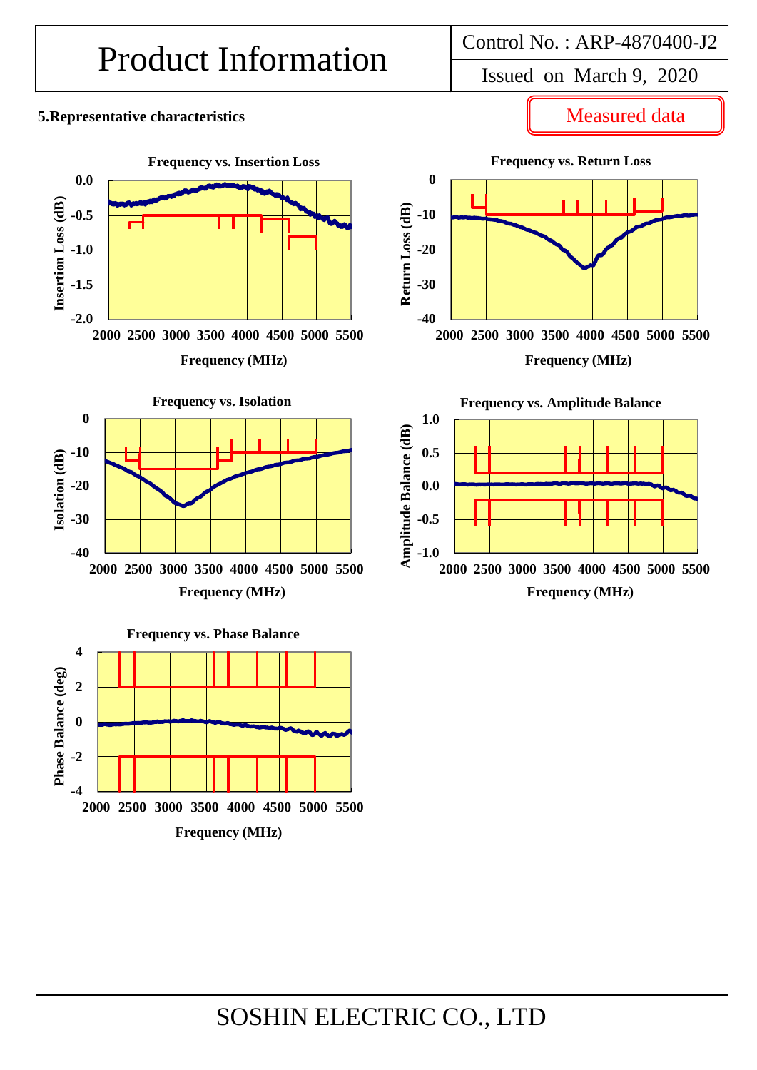# Product Information

Control No. : ARP-4870400-J2

Issued on March 9, 2020

**5.Representative characteristics**

Measured data

**Frequency vs. Insertion Loss**

Insertion Loss (dB): 0.0, -0.5, -1.0, -1.5, -2.0

Frequency (MHz): 2000, 2500, 3000, 3500, 4000, 4500, 5000, 5500

**Frequency vs. Return Loss**

Return Loss (dB): 0, -10, -20, -30, -40

Frequency (MHz): 2000, 2500, 3000, 3500, 4000, 4500, 5000, 5500

**Frequency vs. Isolation**

Isolation (dB): 0, -10, -20, -30, -40

Frequency (MHz): 2000, 2500, 3000, 3500, 4000, 4500, 5000, 5500

**Frequency vs. Amplitude Balance**

Amplitude Balance (dB): 1.0, 0.5, 0.0, -0.5, -1.0

Frequency (MHz): 2000, 2500, 3000, 3500, 4000, 4500, 5000, 5500

**Frequency vs. Phase Balance**

Phase Balance (deg): 4, 2, 0, -2, -4

Frequency (MHz): 2000, 2500, 3000, 3500, 4000, 4500, 5000, 5500

SOSHIN ELECTRIC CO., LTD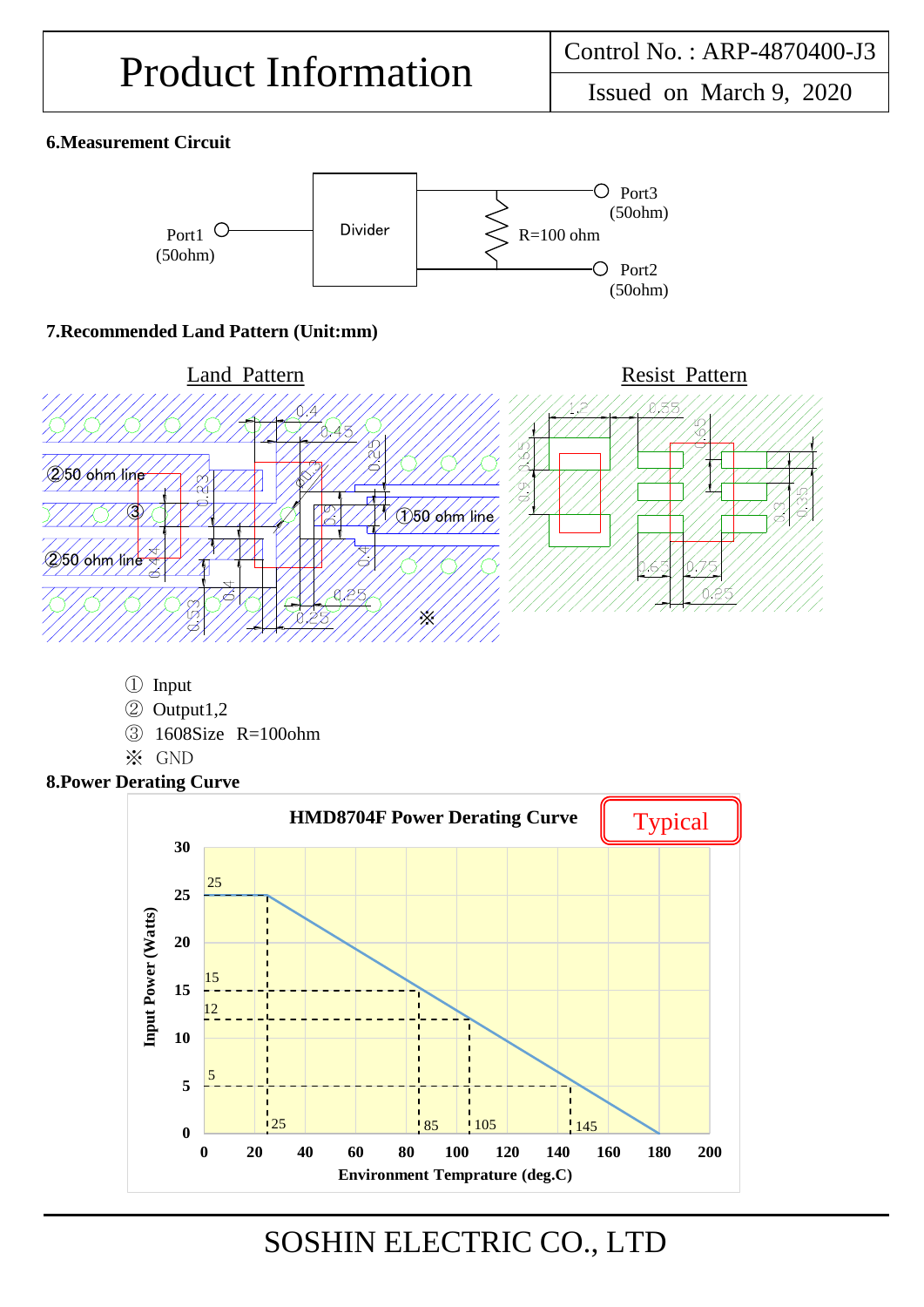# Product Information

Control No. : ARP-4870400-J3

Issued on March 9, 2020

## 6.Measurement Circuit

Port1 (50ohm)

Divider

R=100 ohm

Port3 (50ohm)

Port2 (50ohm)

## 7.Recommended Land Pattern (Unit:mm)

Land Pattern

②50 ohm line

③

②50 ohm line

①50 ohm line

※

0.4
0.45
0.25
0.3
0.33
0.3
0.4
0.4
0.4
0.53
0.25
0.25

Resist Pattern

1.5
0.55
0.65
0.9
0.65
0.3
0.35
0.65
0.75
0.25

① Input

② Output1,2

③ 1608Size R=100ohm

※ GND

## 8.Power Derating Curve

HMD8704F Power Derating Curve

Typical

Input Power (Watts)

Environment Temprature (deg.C)

0
5
10
15
20
25
30

0
20
40
60
80
100
120
140
160
180
200

25
15
12
5
25
85
105
145

SOSHIN ELECTRIC CO., LTD